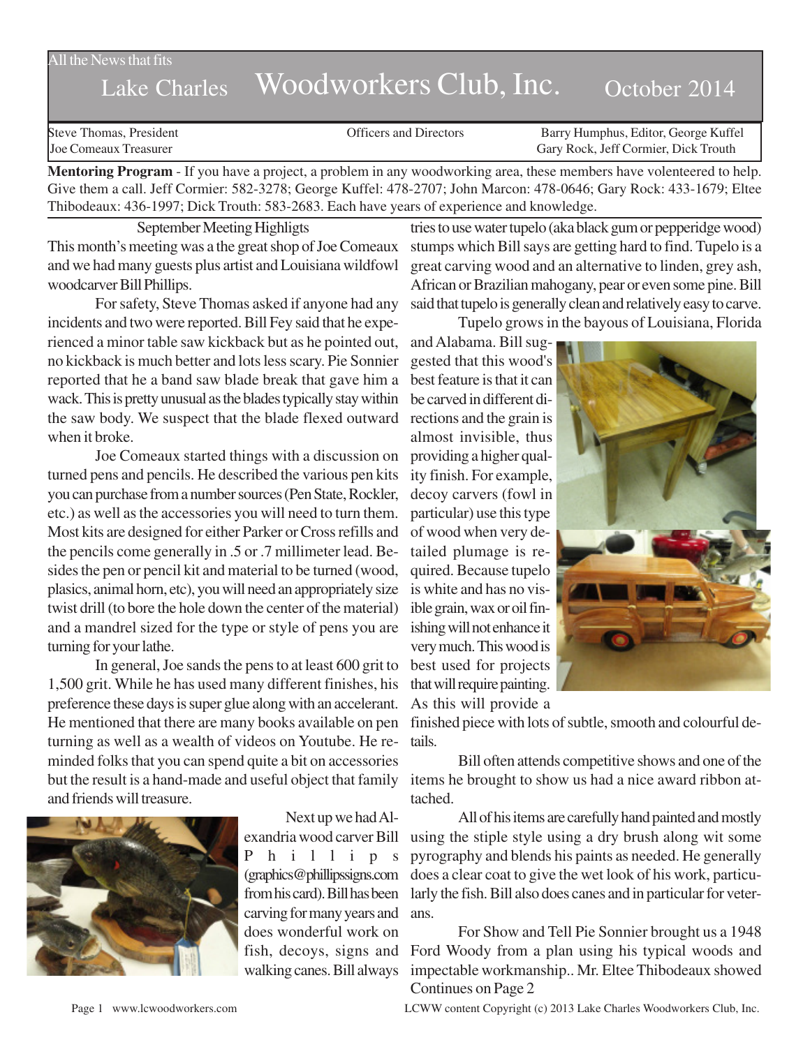All the News that fits

# Lake Charles Woodworkers Club, Inc. October 2014

Steve Thomas, President
Joe Comeaux Treasurer

Officers and Directors

Barry Humphus, Editor, George Kuffel
Gary Rock, Jeff Cormier, Dick Trouth

**Mentoring Program** - If you have a project, a problem in any woodworking area, these members have volenteered to help. Give them a call. Jeff Cormier: 582-3278; George Kuffel: 478-2707; John Marcon: 478-0646; Gary Rock: 433-1679; Eltee Thibodeaux: 436-1997; Dick Trouth: 583-2683. Each have years of experience and knowledge.

## September Meeting Highligts

This month's meeting was a the great shop of Joe Comeaux and we had many guests plus artist and Louisiana wildfowl woodcarver Bill Phillips.

For safety, Steve Thomas asked if anyone had any incidents and two were reported. Bill Fey said that he experienced a minor table saw kickback but as he pointed out, no kickback is much better and lots less scary. Pie Sonnier reported that he a band saw blade break that gave him a wack. This is pretty unusual as the blades typically stay within the saw body. We suspect that the blade flexed outward when it broke.

Joe Comeaux started things with a discussion on turned pens and pencils. He described the various pen kits you can purchase from a number sources (Pen State, Rockler, etc.) as well as the accessories you will need to turn them. Most kits are designed for either Parker or Cross refills and the pencils come generally in .5 or .7 millimeter lead. Besides the pen or pencil kit and material to be turned (wood, plasics, animal horn, etc), you will need an appropriately size twist drill (to bore the hole down the center of the material) and a mandrel sized for the type or style of pens you are turning for your lathe.

In general, Joe sands the pens to at least 600 grit to 1,500 grit. While he has used many different finishes, his preference these days is super glue along with an accelerant. He mentioned that there are many books available on pen turning as well as a wealth of videos on Youtube. He reminded folks that you can spend quite a bit on accessories but the result is a hand-made and useful object that family and friends will treasure.

Next up we had Alexandria wood carver Bill Phillips (graphics@phillipssigns.com from his card). Bill has been carving for many years and does wonderful work on fish, decoys, signs and walking canes. Bill always tries to use water tupelo (aka black gum or pepperidge wood) stumps which Bill says are getting hard to find. Tupelo is a great carving wood and an alternative to linden, grey ash, African or Brazilian mahogany, pear or even some pine. Bill said that tupelo is generally clean and relatively easy to carve.

Tupelo grows in the bayous of Louisiana, Florida and Alabama. Bill suggested that this wood's best feature is that it can be carved in different directions and the grain is almost invisible, thus providing a higher quality finish. For example, decoy carvers (fowl in particular) use this type of wood when very detailed plumage is required. Because tupelo is white and has no visible grain, wax or oil finishing will not enhance it very much. This wood is best used for projects that will require painting. As this will provide a finished piece with lots of subtle, smooth and colourful details.

Bill often attends competitive shows and one of the items he brought to show us had a nice award ribbon attached.

All of his items are carefully hand painted and mostly using the stiple style using a dry brush along wit some pyrography and blends his paints as needed. He generally does a clear coat to give the wet look of his work, particularly the fish. Bill also does canes and in particular for veterans.

For Show and Tell Pie Sonnier brought us a 1948 Ford Woody from a plan using his typical woods and impectable workmanship.. Mr. Eltee Thibodeaux showed

Continues on Page 2

LCWW content Copyright (c) 2013 Lake Charles Woodworkers Club, Inc.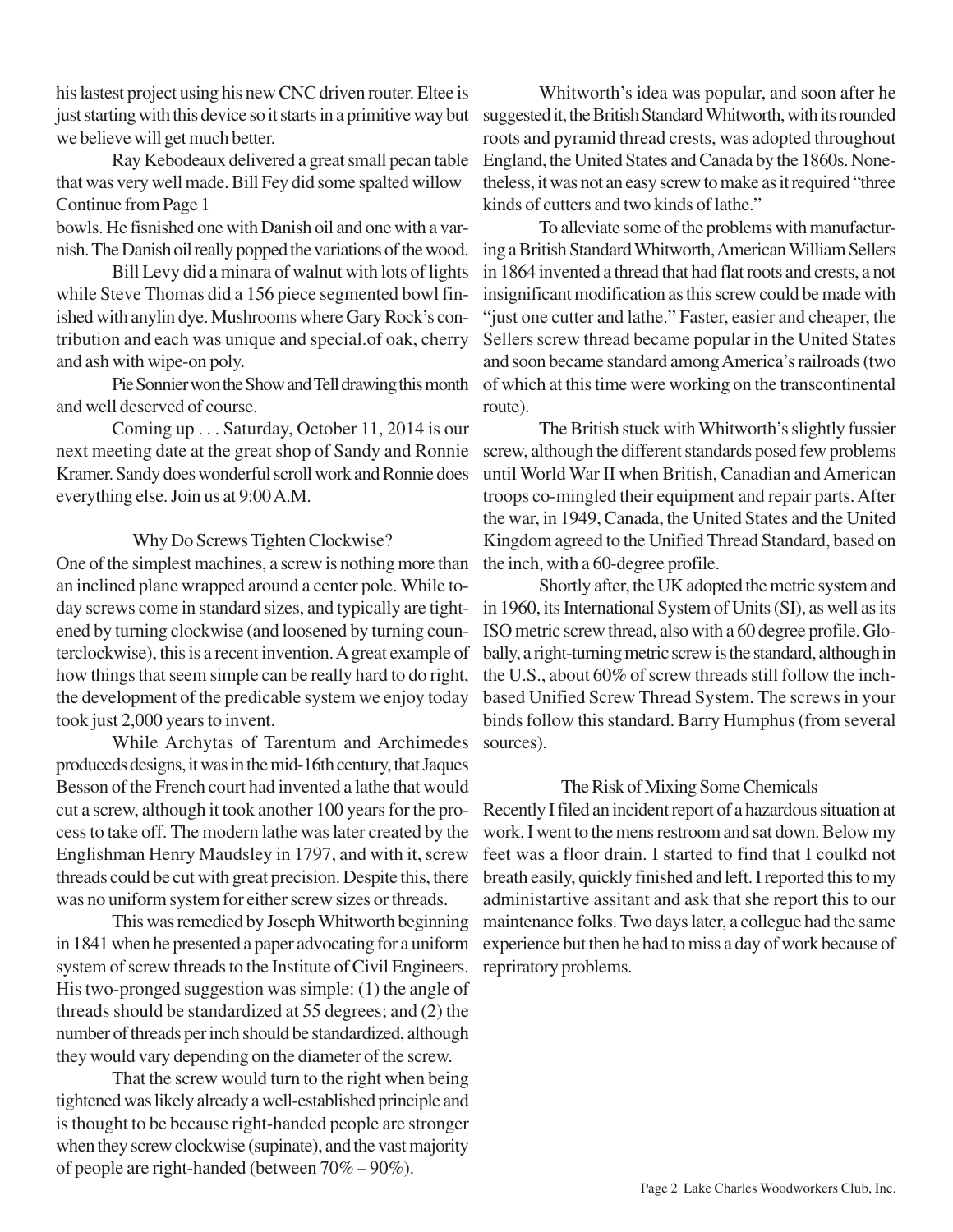his lastest project using his new CNC driven router. Eltee is just starting with this device so it starts in a primitive way but we believe will get much better.

Ray Kebodeaux delivered a great small pecan table that was very well made. Bill Fey did some spalted willow

Continue from Page 1

bowls. He fisnished one with Danish oil and one with a varnish. The Danish oil really popped the variations of the wood.

Bill Levy did a minara of walnut with lots of lights while Steve Thomas did a 156 piece segmented bowl finished with anylin dye. Mushrooms where Gary Rock's contribution and each was unique and special.of oak, cherry and ash with wipe-on poly.

Pie Sonnier won the Show and Tell drawing this month and well deserved of course.

Coming up . . . Saturday, October 11, 2014 is our next meeting date at the great shop of Sandy and Ronnie Kramer. Sandy does wonderful scroll work and Ronnie does everything else. Join us at 9:00 A.M.

## Why Do Screws Tighten Clockwise?

One of the simplest machines, a screw is nothing more than an inclined plane wrapped around a center pole. While today screws come in standard sizes, and typically are tightened by turning clockwise (and loosened by turning counterclockwise), this is a recent invention. A great example of how things that seem simple can be really hard to do right, the development of the predicable system we enjoy today took just 2,000 years to invent.

While Archytas of Tarentum and Archimedes produceds designs, it was in the mid-16th century, that Jaques Besson of the French court had invented a lathe that would cut a screw, although it took another 100 years for the process to take off. The modern lathe was later created by the Englishman Henry Maudsley in 1797, and with it, screw threads could be cut with great precision. Despite this, there was no uniform system for either screw sizes or threads.

This was remedied by Joseph Whitworth beginning in 1841 when he presented a paper advocating for a uniform system of screw threads to the Institute of Civil Engineers. His two-pronged suggestion was simple: (1) the angle of threads should be standardized at 55 degrees; and (2) the number of threads per inch should be standardized, although they would vary depending on the diameter of the screw.

That the screw would turn to the right when being tightened was likely already a well-established principle and is thought to be because right-handed people are stronger when they screw clockwise (supinate), and the vast majority of people are right-handed (between 70% – 90%).

Whitworth's idea was popular, and soon after he suggested it, the British Standard Whitworth, with its rounded roots and pyramid thread crests, was adopted throughout England, the United States and Canada by the 1860s. Nonetheless, it was not an easy screw to make as it required "three kinds of cutters and two kinds of lathe."

To alleviate some of the problems with manufacturing a British Standard Whitworth, American William Sellers in 1864 invented a thread that had flat roots and crests, a not insignificant modification as this screw could be made with "just one cutter and lathe." Faster, easier and cheaper, the Sellers screw thread became popular in the United States and soon became standard among America's railroads (two of which at this time were working on the transcontinental route).

The British stuck with Whitworth's slightly fussier screw, although the different standards posed few problems until World War II when British, Canadian and American troops co-mingled their equipment and repair parts. After the war, in 1949, Canada, the United States and the United Kingdom agreed to the Unified Thread Standard, based on the inch, with a 60-degree profile.

Shortly after, the UK adopted the metric system and in 1960, its International System of Units (SI), as well as its ISO metric screw thread, also with a 60 degree profile. Globally, a right-turning metric screw is the standard, although in the U.S., about 60% of screw threads still follow the inch-based Unified Screw Thread System. The screws in your binds follow this standard. Barry Humphus (from several sources).

## The Risk of Mixing Some Chemicals

Recently I filed an incident report of a hazardous situation at work. I went to the mens restroom and sat down. Below my feet was a floor drain. I started to find that I coulkd not breath easily, quickly finished and left. I reported this to my administartive assitant and ask that she report this to our maintenance folks. Two days later, a collegue had the same experience but then he had to miss a day of work because of repriratory problems.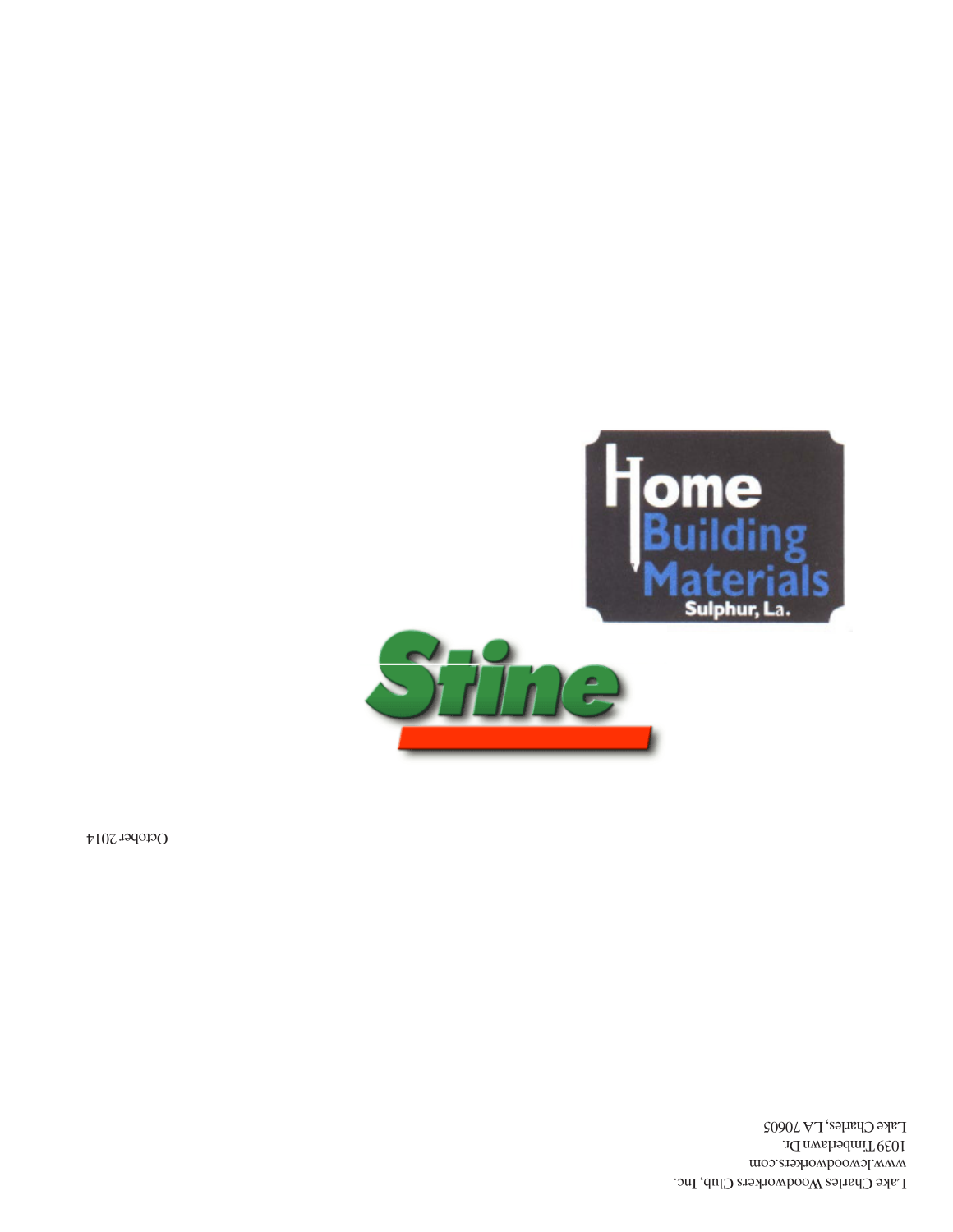Home Building Materials

Sulphur, La.

Stine

October 2014

Lake Charles Woodworkers Club, Inc.
www.lcwoodworkers.com
1039 Timberlawn Dr.
Lake Charles, LA 70605